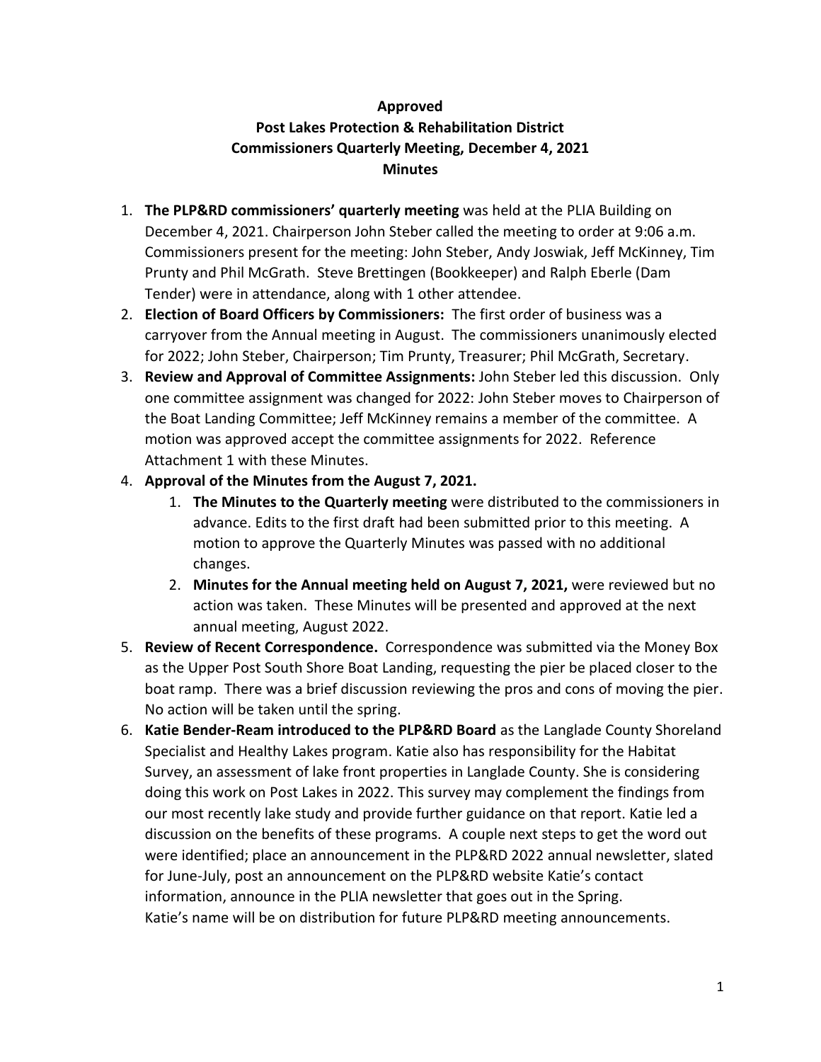**Approved**
**Post Lakes Protection & Rehabilitation District**
**Commissioners Quarterly Meeting, December 4, 2021**
**Minutes**

1. **The PLP&RD commissioners' quarterly meeting** was held at the PLIA Building on December 4, 2021. Chairperson John Steber called the meeting to order at 9:06 a.m. Commissioners present for the meeting: John Steber, Andy Joswiak, Jeff McKinney, Tim Prunty and Phil McGrath. Steve Brettingen (Bookkeeper) and Ralph Eberle (Dam Tender) were in attendance, along with 1 other attendee.
2. **Election of Board Officers by Commissioners:** The first order of business was a carryover from the Annual meeting in August. The commissioners unanimously elected for 2022; John Steber, Chairperson; Tim Prunty, Treasurer; Phil McGrath, Secretary.
3. **Review and Approval of Committee Assignments:** John Steber led this discussion. Only one committee assignment was changed for 2022: John Steber moves to Chairperson of the Boat Landing Committee; Jeff McKinney remains a member of the committee. A motion was approved accept the committee assignments for 2022. Reference Attachment 1 with these Minutes.
4. **Approval of the Minutes from the August 7, 2021.**
    1. **The Minutes to the Quarterly meeting** were distributed to the commissioners in advance. Edits to the first draft had been submitted prior to this meeting. A motion to approve the Quarterly Minutes was passed with no additional changes.
    2. **Minutes for the Annual meeting held on August 7, 2021,** were reviewed but no action was taken. These Minutes will be presented and approved at the next annual meeting, August 2022.
5. **Review of Recent Correspondence.** Correspondence was submitted via the Money Box as the Upper Post South Shore Boat Landing, requesting the pier be placed closer to the boat ramp. There was a brief discussion reviewing the pros and cons of moving the pier. No action will be taken until the spring.
6. **Katie Bender-Ream introduced to the PLP&RD Board** as the Langlade County Shoreland Specialist and Healthy Lakes program. Katie also has responsibility for the Habitat Survey, an assessment of lake front properties in Langlade County. She is considering doing this work on Post Lakes in 2022. This survey may complement the findings from our most recently lake study and provide further guidance on that report. Katie led a discussion on the benefits of these programs. A couple next steps to get the word out were identified; place an announcement in the PLP&RD 2022 annual newsletter, slated for June-July, post an announcement on the PLP&RD website Katie's contact information, announce in the PLIA newsletter that goes out in the Spring.
Katie's name will be on distribution for future PLP&RD meeting announcements.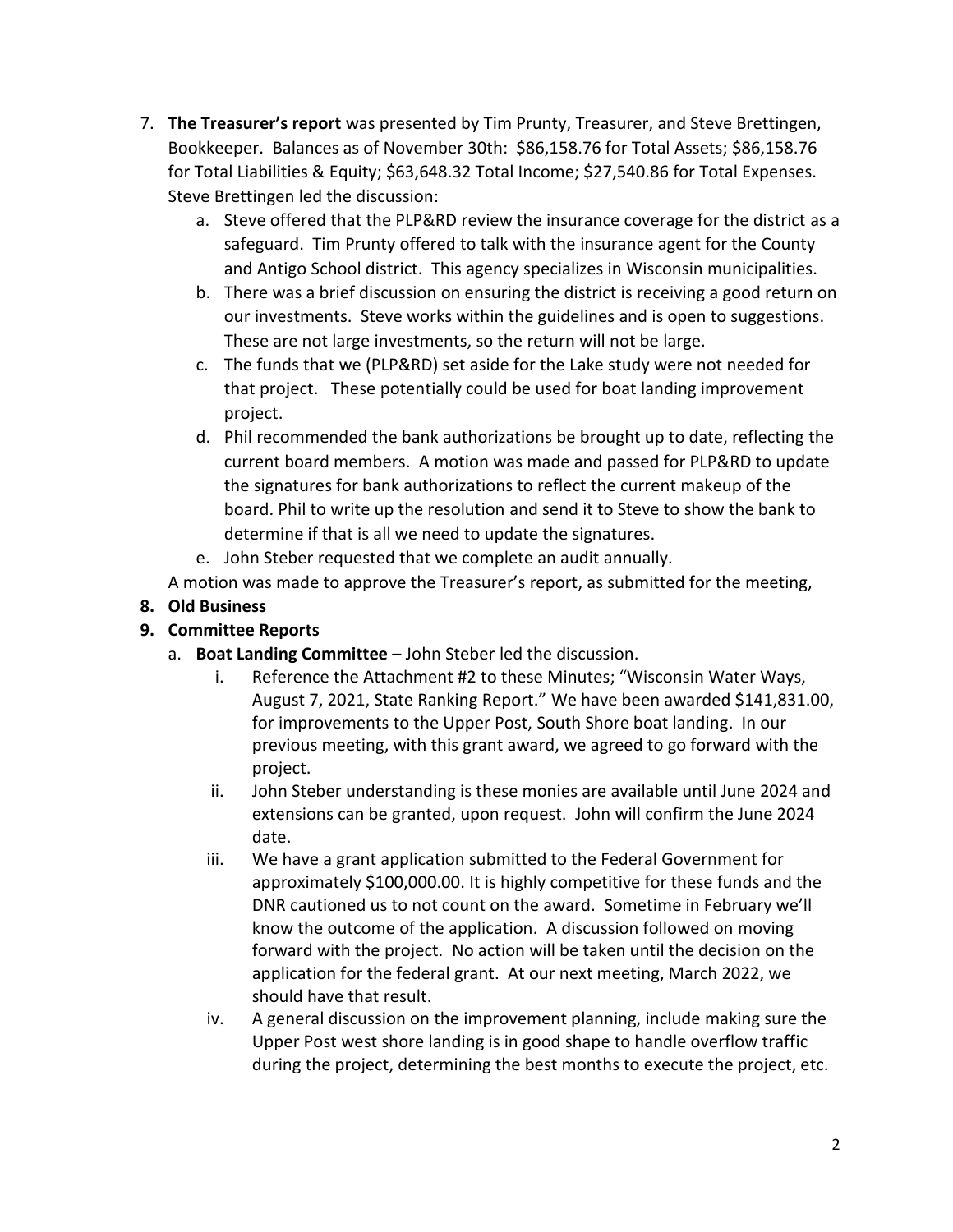7. **The Treasurer's report** was presented by Tim Prunty, Treasurer, and Steve Brettingen, Bookkeeper. Balances as of November 30th: $86,158.76 for Total Assets; $86,158.76 for Total Liabilities & Equity; $63,648.32 Total Income; $27,540.86 for Total Expenses. Steve Brettingen led the discussion:
   a. Steve offered that the PLP&RD review the insurance coverage for the district as a safeguard. Tim Prunty offered to talk with the insurance agent for the County and Antigo School district. This agency specializes in Wisconsin municipalities.
   b. There was a brief discussion on ensuring the district is receiving a good return on our investments. Steve works within the guidelines and is open to suggestions. These are not large investments, so the return will not be large.
   c. The funds that we (PLP&RD) set aside for the Lake study were not needed for that project. These potentially could be used for boat landing improvement project.
   d. Phil recommended the bank authorizations be brought up to date, reflecting the current board members. A motion was made and passed for PLP&RD to update the signatures for bank authorizations to reflect the current makeup of the board. Phil to write up the resolution and send it to Steve to show the bank to determine if that is all we need to update the signatures.
   e. John Steber requested that we complete an audit annually.

   A motion was made to approve the Treasurer's report, as submitted for the meeting,

8. **Old Business**
9. **Committee Reports**
   a. **Boat Landing Committee** – John Steber led the discussion.
      i. Reference the Attachment #2 to these Minutes; "Wisconsin Water Ways, August 7, 2021, State Ranking Report." We have been awarded $141,831.00, for improvements to the Upper Post, South Shore boat landing. In our previous meeting, with this grant award, we agreed to go forward with the project.
      ii. John Steber understanding is these monies are available until June 2024 and extensions can be granted, upon request. John will confirm the June 2024 date.
      iii. We have a grant application submitted to the Federal Government for approximately $100,000.00. It is highly competitive for these funds and the DNR cautioned us to not count on the award. Sometime in February we'll know the outcome of the application. A discussion followed on moving forward with the project. No action will be taken until the decision on the application for the federal grant. At our next meeting, March 2022, we should have that result.
      iv. A general discussion on the improvement planning, include making sure the Upper Post west shore landing is in good shape to handle overflow traffic during the project, determining the best months to execute the project, etc.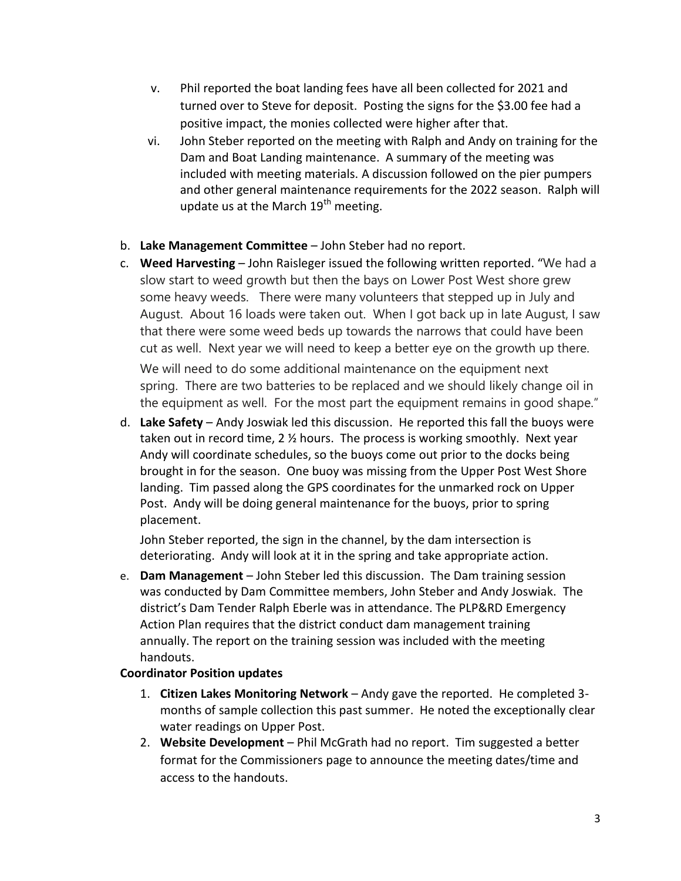v. Phil reported the boat landing fees have all been collected for 2021 and turned over to Steve for deposit. Posting the signs for the $3.00 fee had a positive impact, the monies collected were higher after that.

vi. John Steber reported on the meeting with Ralph and Andy on training for the Dam and Boat Landing maintenance. A summary of the meeting was included with meeting materials. A discussion followed on the pier pumpers and other general maintenance requirements for the 2022 season. Ralph will update us at the March 19th meeting.

b. **Lake Management Committee** – John Steber had no report.

c. **Weed Harvesting** – John Raisleger issued the following written reported. "We had a slow start to weed growth but then the bays on Lower Post West shore grew some heavy weeds. There were many volunteers that stepped up in July and August. About 16 loads were taken out. When I got back up in late August, I saw that there were some weed beds up towards the narrows that could have been cut as well. Next year we will need to keep a better eye on the growth up there.

We will need to do some additional maintenance on the equipment next spring. There are two batteries to be replaced and we should likely change oil in the equipment as well. For the most part the equipment remains in good shape."

d. **Lake Safety** – Andy Joswiak led this discussion. He reported this fall the buoys were taken out in record time, 2 ½ hours. The process is working smoothly. Next year Andy will coordinate schedules, so the buoys come out prior to the docks being brought in for the season. One buoy was missing from the Upper Post West Shore landing. Tim passed along the GPS coordinates for the unmarked rock on Upper Post. Andy will be doing general maintenance for the buoys, prior to spring placement.

John Steber reported, the sign in the channel, by the dam intersection is deteriorating. Andy will look at it in the spring and take appropriate action.

e. **Dam Management** – John Steber led this discussion. The Dam training session was conducted by Dam Committee members, John Steber and Andy Joswiak. The district's Dam Tender Ralph Eberle was in attendance. The PLP&RD Emergency Action Plan requires that the district conduct dam management training annually. The report on the training session was included with the meeting handouts.

**Coordinator Position updates**

1. **Citizen Lakes Monitoring Network** – Andy gave the reported. He completed 3-months of sample collection this past summer. He noted the exceptionally clear water readings on Upper Post.
2. **Website Development** – Phil McGrath had no report. Tim suggested a better format for the Commissioners page to announce the meeting dates/time and access to the handouts.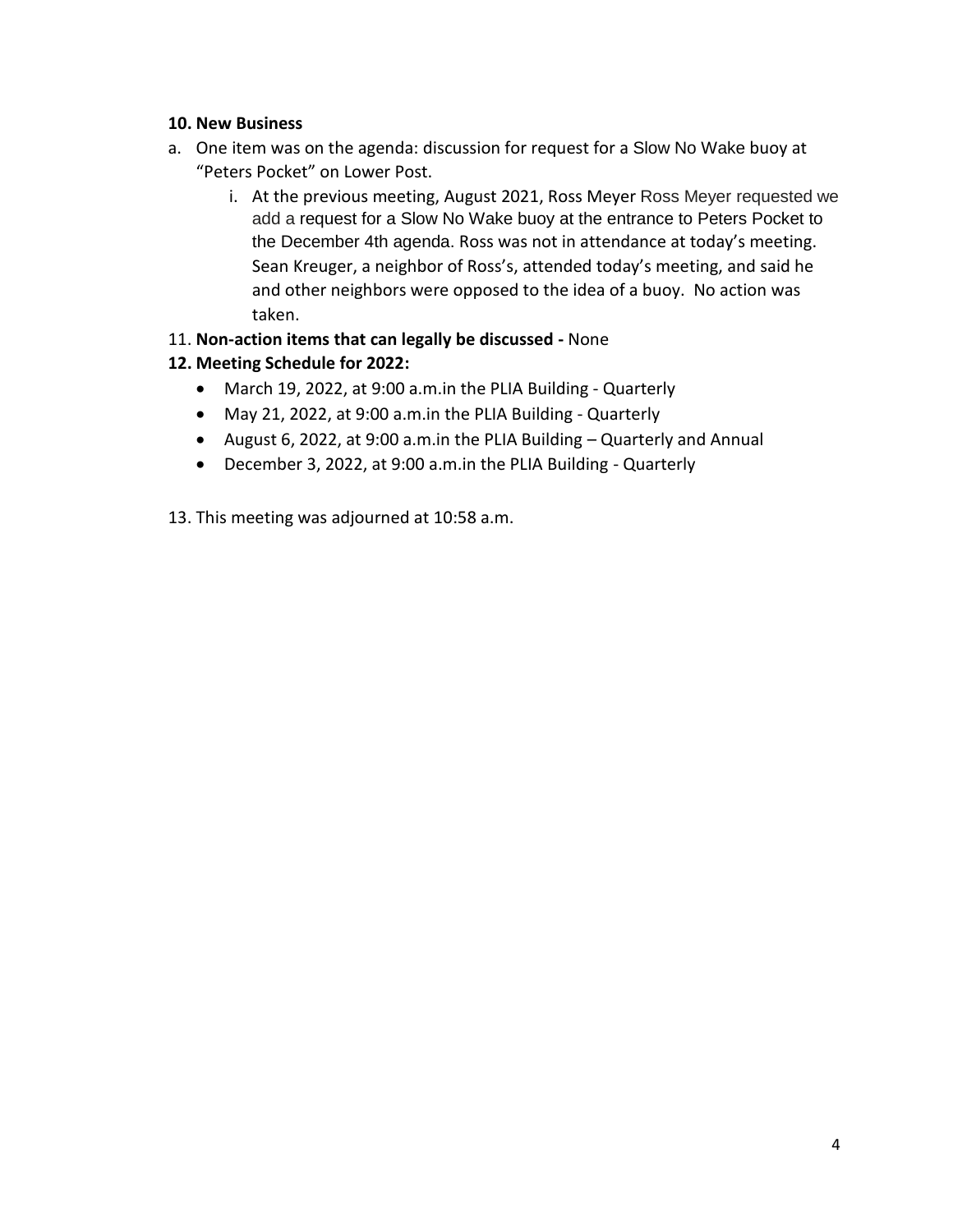**10. New Business**

a. One item was on the agenda: discussion for request for a Slow No Wake buoy at "Peters Pocket" on Lower Post.
   i. At the previous meeting, August 2021, Ross Meyer Ross Meyer requested we add a request for a Slow No Wake buoy at the entrance to Peters Pocket to the December 4th agenda. Ross was not in attendance at today's meeting. Sean Kreuger, a neighbor of Ross's, attended today's meeting, and said he and other neighbors were opposed to the idea of a buoy. No action was taken.

11. **Non-action items that can legally be discussed -** None

**12. Meeting Schedule for 2022:**

- March 19, 2022, at 9:00 a.m.in the PLIA Building - Quarterly
- May 21, 2022, at 9:00 a.m.in the PLIA Building - Quarterly
- August 6, 2022, at 9:00 a.m.in the PLIA Building – Quarterly and Annual
- December 3, 2022, at 9:00 a.m.in the PLIA Building - Quarterly

13. This meeting was adjourned at 10:58 a.m.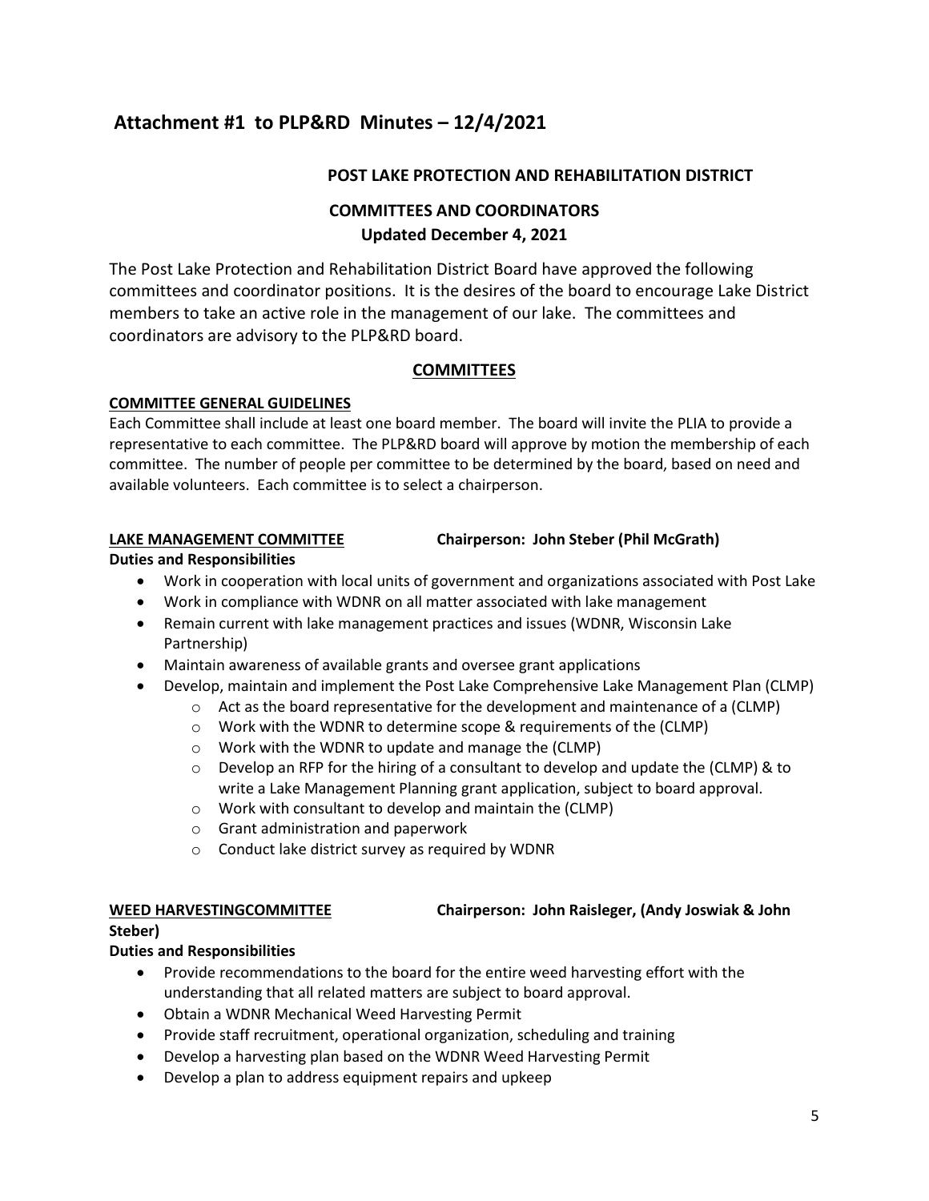# Attachment #1 to PLP&RD Minutes – 12/4/2021

## POST LAKE PROTECTION AND REHABILITATION DISTRICT

## COMMITTEES AND COORDINATORS
**Updated December 4, 2021**

The Post Lake Protection and Rehabilitation District Board have approved the following committees and coordinator positions. It is the desires of the board to encourage Lake District members to take an active role in the management of our lake. The committees and coordinators are advisory to the PLP&RD board.

### COMMITTEES

**COMMITTEE GENERAL GUIDELINES**

Each Committee shall include at least one board member. The board will invite the PLIA to provide a representative to each committee. The PLP&RD board will approve by motion the membership of each committee. The number of people per committee to be determined by the board, based on need and available volunteers. Each committee is to select a chairperson.

**LAKE MANAGEMENT COMMITTEE** **Chairperson: John Steber (Phil McGrath)**

**Duties and Responsibilities**

- Work in cooperation with local units of government and organizations associated with Post Lake
- Work in compliance with WDNR on all matter associated with lake management
- Remain current with lake management practices and issues (WDNR, Wisconsin Lake Partnership)
- Maintain awareness of available grants and oversee grant applications
- Develop, maintain and implement the Post Lake Comprehensive Lake Management Plan (CLMP)
  - Act as the board representative for the development and maintenance of a (CLMP)
  - Work with the WDNR to determine scope & requirements of the (CLMP)
  - Work with the WDNR to update and manage the (CLMP)
  - Develop an RFP for the hiring of a consultant to develop and update the (CLMP) & to write a Lake Management Planning grant application, subject to board approval.
  - Work with consultant to develop and maintain the (CLMP)
  - Grant administration and paperwork
  - Conduct lake district survey as required by WDNR

**WEED HARVESTINGCOMMITTEE** **Chairperson: John Raisleger, (Andy Joswiak & John Steber)**

**Duties and Responsibilities**

- Provide recommendations to the board for the entire weed harvesting effort with the understanding that all related matters are subject to board approval.
- Obtain a WDNR Mechanical Weed Harvesting Permit
- Provide staff recruitment, operational organization, scheduling and training
- Develop a harvesting plan based on the WDNR Weed Harvesting Permit
- Develop a plan to address equipment repairs and upkeep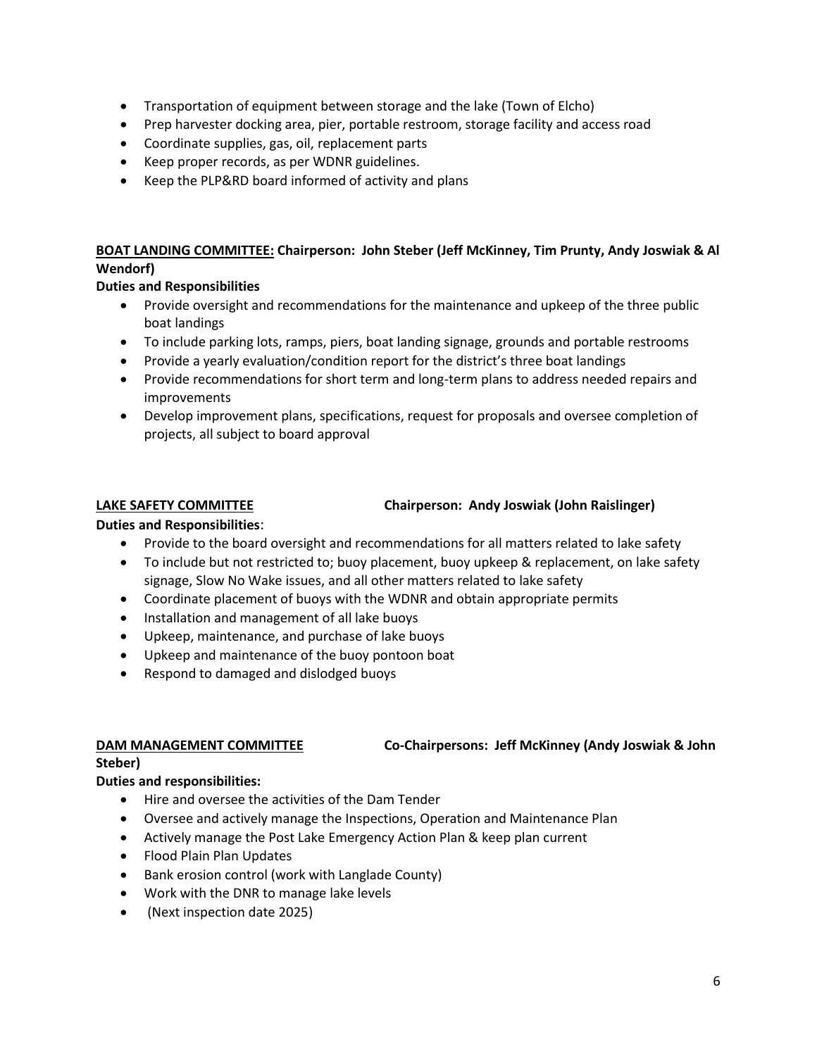- Transportation of equipment between storage and the lake (Town of Elcho)
- Prep harvester docking area, pier, portable restroom, storage facility and access road
- Coordinate supplies, gas, oil, replacement parts
- Keep proper records, as per WDNR guidelines.
- Keep the PLP&RD board informed of activity and plans

**<u>BOAT LANDING COMMITTEE:</u> Chairperson: John Steber (Jeff McKinney, Tim Prunty, Andy Joswiak & Al Wendorf)**

**Duties and Responsibilities**

- Provide oversight and recommendations for the maintenance and upkeep of the three public boat landings
- To include parking lots, ramps, piers, boat landing signage, grounds and portable restrooms
- Provide a yearly evaluation/condition report for the district's three boat landings
- Provide recommendations for short term and long-term plans to address needed repairs and improvements
- Develop improvement plans, specifications, request for proposals and oversee completion of projects, all subject to board approval

**<u>LAKE SAFETY COMMITTEE</u> Chairperson: Andy Joswiak (John Raislinger)**

**Duties and Responsibilities**:

- Provide to the board oversight and recommendations for all matters related to lake safety
- To include but not restricted to; buoy placement, buoy upkeep & replacement, on lake safety signage, Slow No Wake issues, and all other matters related to lake safety
- Coordinate placement of buoys with the WDNR and obtain appropriate permits
- Installation and management of all lake buoys
- Upkeep, maintenance, and purchase of lake buoys
- Upkeep and maintenance of the buoy pontoon boat
- Respond to damaged and dislodged buoys

**<u>DAM MANAGEMENT COMMITTEE</u> Co-Chairpersons: Jeff McKinney (Andy Joswiak & John Steber)**

**Duties and responsibilities:**

- Hire and oversee the activities of the Dam Tender
- Oversee and actively manage the Inspections, Operation and Maintenance Plan
- Actively manage the Post Lake Emergency Action Plan & keep plan current
- Flood Plain Plan Updates
- Bank erosion control (work with Langlade County)
- Work with the DNR to manage lake levels
- (Next inspection date 2025)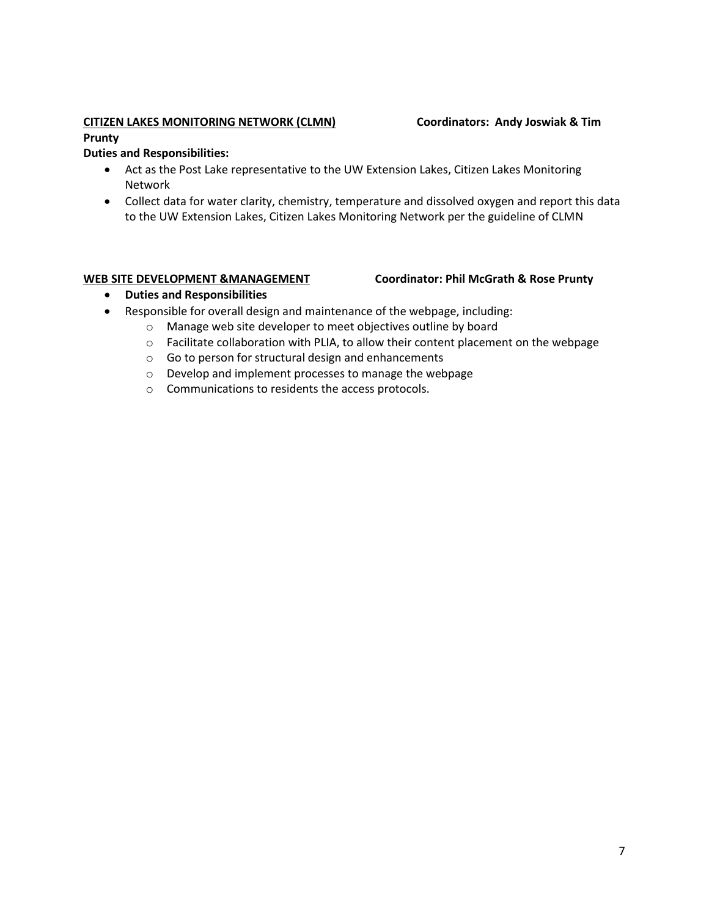**<u>CITIZEN LAKES MONITORING NETWORK (CLMN)</u>** **Coordinators: Andy Joswiak & Tim Prunty**

**Duties and Responsibilities:**

- Act as the Post Lake representative to the UW Extension Lakes, Citizen Lakes Monitoring Network
- Collect data for water clarity, chemistry, temperature and dissolved oxygen and report this data to the UW Extension Lakes, Citizen Lakes Monitoring Network per the guideline of CLMN

**<u>WEB SITE DEVELOPMENT &MANAGEMENT</u>** **Coordinator: Phil McGrath & Rose Prunty**

- **Duties and Responsibilities**
- Responsible for overall design and maintenance of the webpage, including:
  - Manage web site developer to meet objectives outline by board
  - Facilitate collaboration with PLIA, to allow their content placement on the webpage
  - Go to person for structural design and enhancements
  - Develop and implement processes to manage the webpage
  - Communications to residents the access protocols.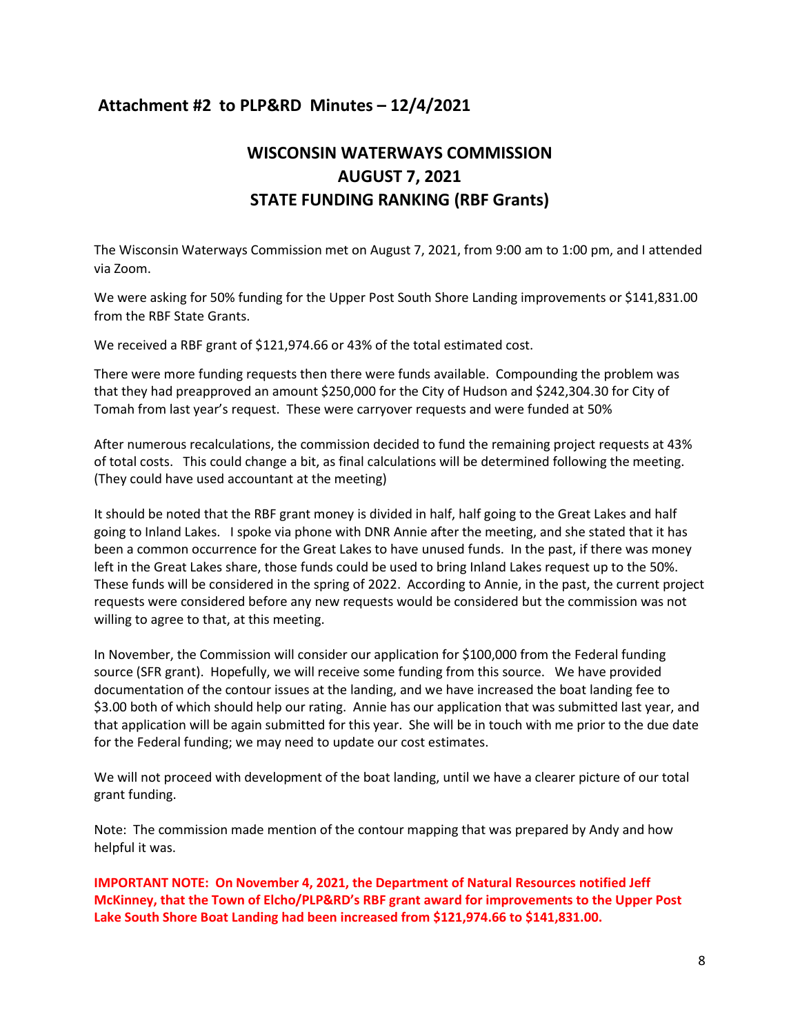## Attachment #2 to PLP&RD Minutes – 12/4/2021

# WISCONSIN WATERWAYS COMMISSION
# AUGUST 7, 2021
# STATE FUNDING RANKING (RBF Grants)

The Wisconsin Waterways Commission met on August 7, 2021, from 9:00 am to 1:00 pm, and I attended via Zoom.

We were asking for 50% funding for the Upper Post South Shore Landing improvements or $141,831.00 from the RBF State Grants.

We received a RBF grant of $121,974.66 or 43% of the total estimated cost.

There were more funding requests then there were funds available. Compounding the problem was that they had preapproved an amount $250,000 for the City of Hudson and $242,304.30 for City of Tomah from last year's request. These were carryover requests and were funded at 50%

After numerous recalculations, the commission decided to fund the remaining project requests at 43% of total costs. This could change a bit, as final calculations will be determined following the meeting. (They could have used accountant at the meeting)

It should be noted that the RBF grant money is divided in half, half going to the Great Lakes and half going to Inland Lakes. I spoke via phone with DNR Annie after the meeting, and she stated that it has been a common occurrence for the Great Lakes to have unused funds. In the past, if there was money left in the Great Lakes share, those funds could be used to bring Inland Lakes request up to the 50%. These funds will be considered in the spring of 2022. According to Annie, in the past, the current project requests were considered before any new requests would be considered but the commission was not willing to agree to that, at this meeting.

In November, the Commission will consider our application for $100,000 from the Federal funding source (SFR grant). Hopefully, we will receive some funding from this source. We have provided documentation of the contour issues at the landing, and we have increased the boat landing fee to $3.00 both of which should help our rating. Annie has our application that was submitted last year, and that application will be again submitted for this year. She will be in touch with me prior to the due date for the Federal funding; we may need to update our cost estimates.

We will not proceed with development of the boat landing, until we have a clearer picture of our total grant funding.

Note: The commission made mention of the contour mapping that was prepared by Andy and how helpful it was.

**IMPORTANT NOTE: On November 4, 2021, the Department of Natural Resources notified Jeff McKinney, that the Town of Elcho/PLP&RD's RBF grant award for improvements to the Upper Post Lake South Shore Boat Landing had been increased from $121,974.66 to $141,831.00.**